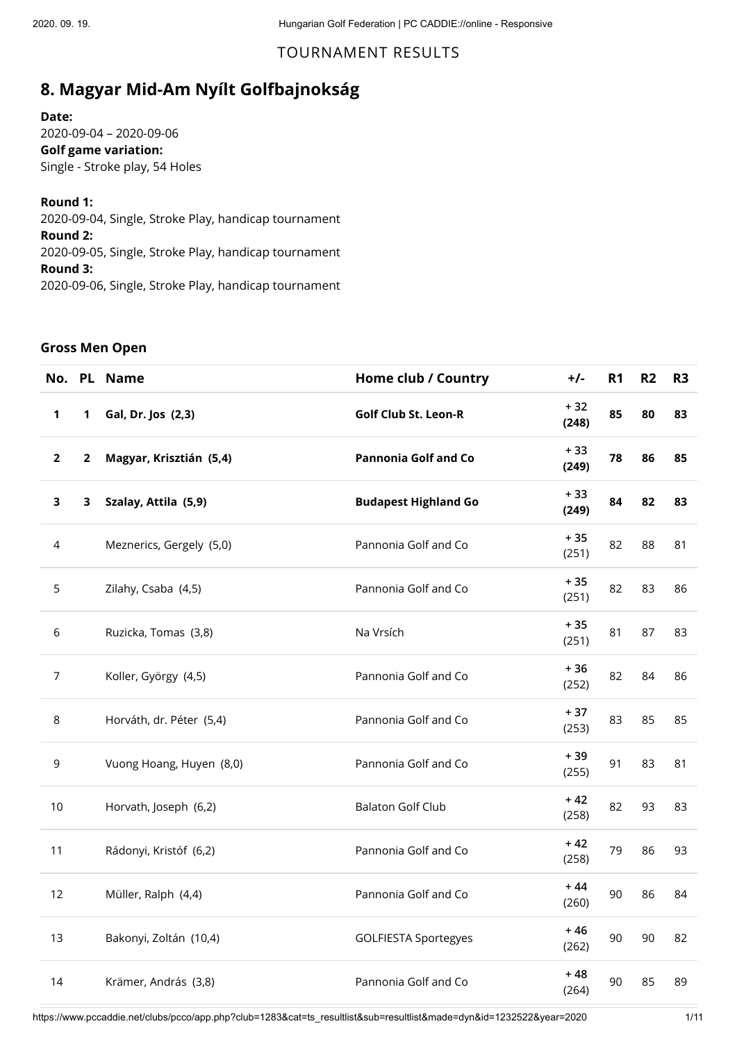TOURNAMENT RESULTS

# 8. Magyar Mid-Am Nyílt Golfbajnokság

**Date:**
2020-09-04 – 2020-09-06
**Golf game variation:**
Single - Stroke play, 54 Holes

**Round 1:**
2020-09-04, Single, Stroke Play, handicap tournament
**Round 2:**
2020-09-05, Single, Stroke Play, handicap tournament
**Round 3:**
2020-09-06, Single, Stroke Play, handicap tournament

### Gross Men Open

| No. | PL | Name | Home club / Country | +/- | R1 | R2 | R3 |
|---|---|---|---|---|---|---|---|
| **1** | **1** | **Gal, Dr. Jos (2,3)** | **Golf Club St. Leon-R** | **+ 32 (248)** | **85** | **80** | **83** |
| **2** | **2** | **Magyar, Krisztián (5,4)** | **Pannonia Golf and Co** | **+ 33 (249)** | **78** | **86** | **85** |
| **3** | **3** | **Szalay, Attila (5,9)** | **Budapest Highland Go** | **+ 33 (249)** | **84** | **82** | **83** |
| 4 | | Meznerics, Gergely (5,0) | Pannonia Golf and Co | **+ 35** (251) | 82 | 88 | 81 |
| 5 | | Zilahy, Csaba (4,5) | Pannonia Golf and Co | **+ 35** (251) | 82 | 83 | 86 |
| 6 | | Ruzicka, Tomas (3,8) | Na Vrsích | **+ 35** (251) | 81 | 87 | 83 |
| 7 | | Koller, György (4,5) | Pannonia Golf and Co | **+ 36** (252) | 82 | 84 | 86 |
| 8 | | Horváth, dr. Péter (5,4) | Pannonia Golf and Co | **+ 37** (253) | 83 | 85 | 85 |
| 9 | | Vuong Hoang, Huyen (8,0) | Pannonia Golf and Co | **+ 39** (255) | 91 | 83 | 81 |
| 10 | | Horvath, Joseph (6,2) | Balaton Golf Club | **+ 42** (258) | 82 | 93 | 83 |
| 11 | | Rádonyi, Kristóf (6,2) | Pannonia Golf and Co | **+ 42** (258) | 79 | 86 | 93 |
| 12 | | Müller, Ralph (4,4) | Pannonia Golf and Co | **+ 44** (260) | 90 | 86 | 84 |
| 13 | | Bakonyi, Zoltán (10,4) | GOLFIESTA Sportegyes | **+ 46** (262) | 90 | 90 | 82 |
| 14 | | Krämer, András (3,8) | Pannonia Golf and Co | **+ 48** (264) | 90 | 85 | 89 |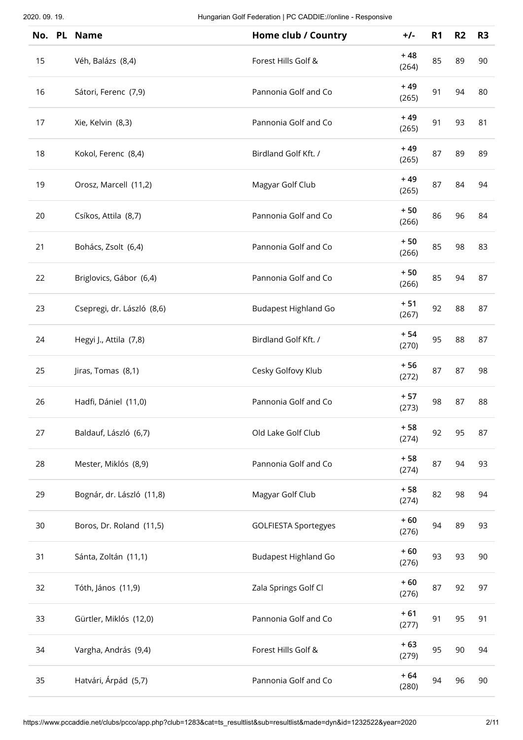| No. | PL | Name | Home club / Country | +/- | R1 | R2 | R3 |
|---|---|---|---|---|---|---|---|
| 15 | | Véh, Balázs (8,4) | Forest Hills Golf & | + 48 (264) | 85 | 89 | 90 |
| 16 | | Sátori, Ferenc (7,9) | Pannonia Golf and Co | + 49 (265) | 91 | 94 | 80 |
| 17 | | Xie, Kelvin (8,3) | Pannonia Golf and Co | + 49 (265) | 91 | 93 | 81 |
| 18 | | Kokol, Ferenc (8,4) | Birdland Golf Kft. / | + 49 (265) | 87 | 89 | 89 |
| 19 | | Orosz, Marcell (11,2) | Magyar Golf Club | + 49 (265) | 87 | 84 | 94 |
| 20 | | Csíkos, Attila (8,7) | Pannonia Golf and Co | + 50 (266) | 86 | 96 | 84 |
| 21 | | Bohács, Zsolt (6,4) | Pannonia Golf and Co | + 50 (266) | 85 | 98 | 83 |
| 22 | | Briglovics, Gábor (6,4) | Pannonia Golf and Co | + 50 (266) | 85 | 94 | 87 |
| 23 | | Csepregi, dr. László (8,6) | Budapest Highland Go | + 51 (267) | 92 | 88 | 87 |
| 24 | | Hegyi J., Attila (7,8) | Birdland Golf Kft. / | + 54 (270) | 95 | 88 | 87 |
| 25 | | Jiras, Tomas (8,1) | Cesky Golfovy Klub | + 56 (272) | 87 | 87 | 98 |
| 26 | | Hadfi, Dániel (11,0) | Pannonia Golf and Co | + 57 (273) | 98 | 87 | 88 |
| 27 | | Baldauf, László (6,7) | Old Lake Golf Club | + 58 (274) | 92 | 95 | 87 |
| 28 | | Mester, Miklós (8,9) | Pannonia Golf and Co | + 58 (274) | 87 | 94 | 93 |
| 29 | | Bognár, dr. László (11,8) | Magyar Golf Club | + 58 (274) | 82 | 98 | 94 |
| 30 | | Boros, Dr. Roland (11,5) | GOLFIESTA Sportegyes | + 60 (276) | 94 | 89 | 93 |
| 31 | | Sánta, Zoltán (11,1) | Budapest Highland Go | + 60 (276) | 93 | 93 | 90 |
| 32 | | Tóth, János (11,9) | Zala Springs Golf Cl | + 60 (276) | 87 | 92 | 97 |
| 33 | | Gürtler, Miklós (12,0) | Pannonia Golf and Co | + 61 (277) | 91 | 95 | 91 |
| 34 | | Vargha, András (9,4) | Forest Hills Golf & | + 63 (279) | 95 | 90 | 94 |
| 35 | | Hatvári, Árpád (5,7) | Pannonia Golf and Co | + 64 (280) | 94 | 96 | 90 |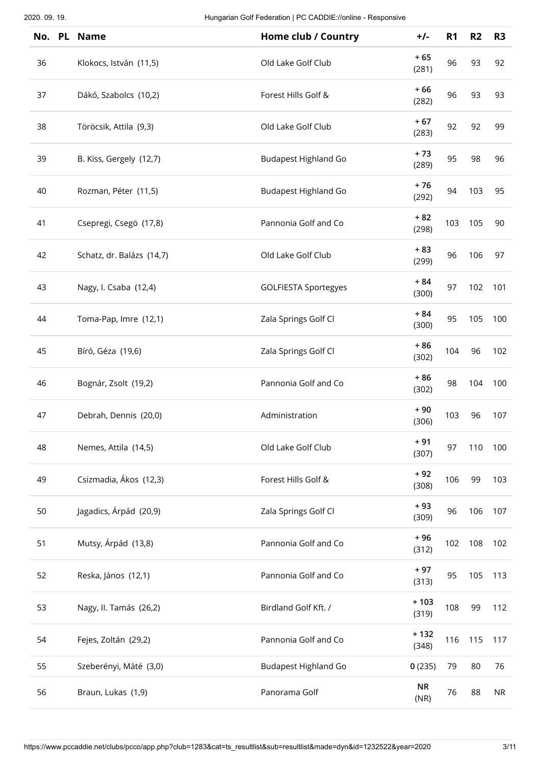| No. | PL | Name | Home club / Country | +/- | R1 | R2 | R3 |
|---|---|---|---|---|---|---|---|
| 36 | | Klokocs, István (11,5) | Old Lake Golf Club | **+ 65** (281) | 96 | 93 | 92 |
| 37 | | Dákó, Szabolcs (10,2) | Forest Hills Golf & | **+ 66** (282) | 96 | 93 | 93 |
| 38 | | Töröcsik, Attila (9,3) | Old Lake Golf Club | **+ 67** (283) | 92 | 92 | 99 |
| 39 | | B. Kiss, Gergely (12,7) | Budapest Highland Go | **+ 73** (289) | 95 | 98 | 96 |
| 40 | | Rozman, Péter (11,5) | Budapest Highland Go | **+ 76** (292) | 94 | 103 | 95 |
| 41 | | Csepregi, Csegö (17,8) | Pannonia Golf and Co | **+ 82** (298) | 103 | 105 | 90 |
| 42 | | Schatz, dr. Balázs (14,7) | Old Lake Golf Club | **+ 83** (299) | 96 | 106 | 97 |
| 43 | | Nagy, I. Csaba (12,4) | GOLFIESTA Sportegyes | **+ 84** (300) | 97 | 102 | 101 |
| 44 | | Toma-Pap, Imre (12,1) | Zala Springs Golf Cl | **+ 84** (300) | 95 | 105 | 100 |
| 45 | | Bíró, Géza (19,6) | Zala Springs Golf Cl | **+ 86** (302) | 104 | 96 | 102 |
| 46 | | Bognár, Zsolt (19,2) | Pannonia Golf and Co | **+ 86** (302) | 98 | 104 | 100 |
| 47 | | Debrah, Dennis (20,0) | Administration | **+ 90** (306) | 103 | 96 | 107 |
| 48 | | Nemes, Attila (14,5) | Old Lake Golf Club | **+ 91** (307) | 97 | 110 | 100 |
| 49 | | Csizmadia, Ákos (12,3) | Forest Hills Golf & | **+ 92** (308) | 106 | 99 | 103 |
| 50 | | Jagadics, Árpád (20,9) | Zala Springs Golf Cl | **+ 93** (309) | 96 | 106 | 107 |
| 51 | | Mutsy, Árpád (13,8) | Pannonia Golf and Co | **+ 96** (312) | 102 | 108 | 102 |
| 52 | | Reska, János (12,1) | Pannonia Golf and Co | **+ 97** (313) | 95 | 105 | 113 |
| 53 | | Nagy, II. Tamás (26,2) | Birdland Golf Kft. / | **+ 103** (319) | 108 | 99 | 112 |
| 54 | | Fejes, Zoltán (29,2) | Pannonia Golf and Co | **+ 132** (348) | 116 | 115 | 117 |
| 55 | | Szeberényi, Máté (3,0) | Budapest Highland Go | **0** (235) | 79 | 80 | 76 |
| 56 | | Braun, Lukas (1,9) | Panorama Golf | **NR** (NR) | 76 | 88 | NR |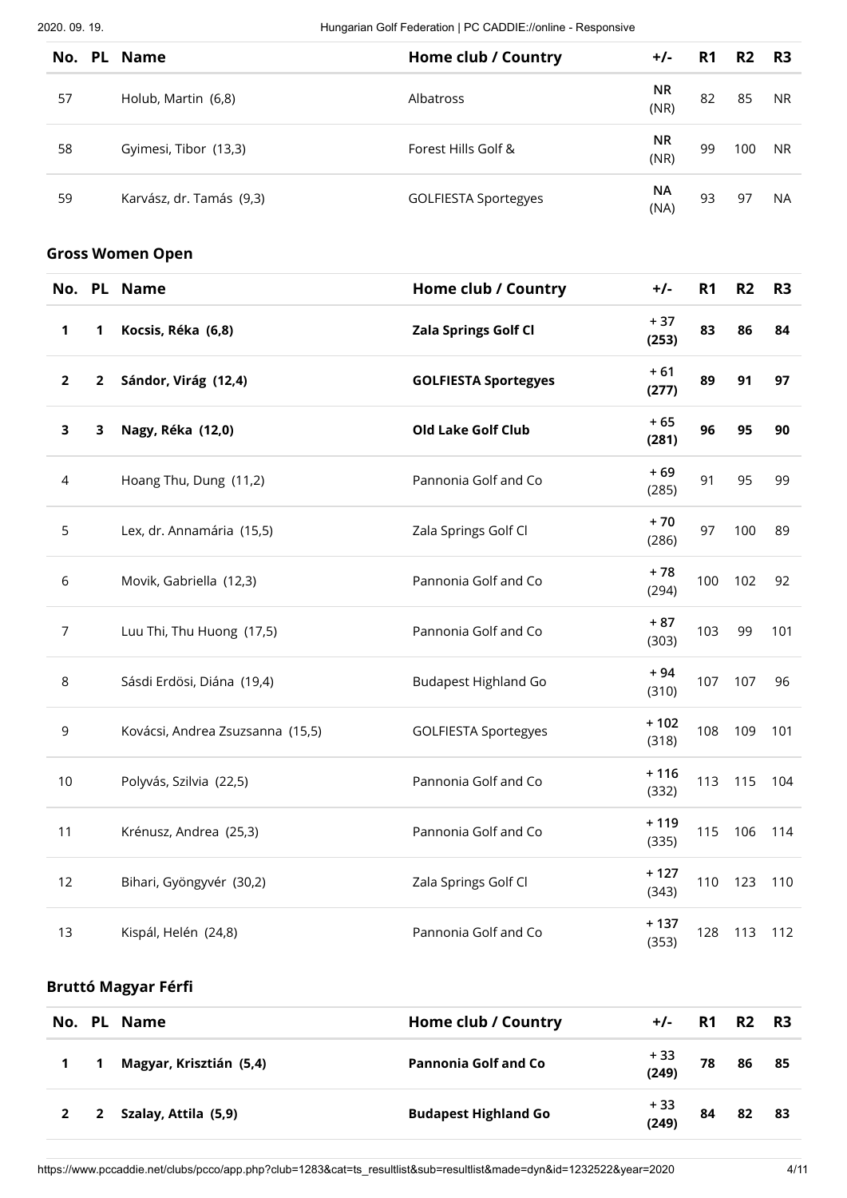| No. | PL | Name | Home club / Country | +/- | R1 | R2 | R3 |
|---|---|---|---|---|---|---|---|
| 57 | | Holub, Martin (6,8) | Albatross | NR (NR) | 82 | 85 | NR |
| 58 | | Gyimesi, Tibor (13,3) | Forest Hills Golf & | NR (NR) | 99 | 100 | NR |
| 59 | | Karvász, dr. Tamás (9,3) | GOLFIESTA Sportegyes | NA (NA) | 93 | 97 | NA |

### Gross Women Open

| No. | PL | Name | Home club / Country | +/- | R1 | R2 | R3 |
|---|---|---|---|---|---|---|---|
| **1** | **1** | **Kocsis, Réka (6,8)** | **Zala Springs Golf Cl** | **+ 37 (253)** | **83** | **86** | **84** |
| **2** | **2** | **Sándor, Virág (12,4)** | **GOLFIESTA Sportegyes** | **+ 61 (277)** | **89** | **91** | **97** |
| **3** | **3** | **Nagy, Réka (12,0)** | **Old Lake Golf Club** | **+ 65 (281)** | **96** | **95** | **90** |
| 4 | | Hoang Thu, Dung (11,2) | Pannonia Golf and Co | + 69 (285) | 91 | 95 | 99 |
| 5 | | Lex, dr. Annamária (15,5) | Zala Springs Golf Cl | + 70 (286) | 97 | 100 | 89 |
| 6 | | Movik, Gabriella (12,3) | Pannonia Golf and Co | + 78 (294) | 100 | 102 | 92 |
| 7 | | Luu Thi, Thu Huong (17,5) | Pannonia Golf and Co | + 87 (303) | 103 | 99 | 101 |
| 8 | | Sásdi Erdösi, Diána (19,4) | Budapest Highland Go | + 94 (310) | 107 | 107 | 96 |
| 9 | | Kovácsi, Andrea Zsuzsanna (15,5) | GOLFIESTA Sportegyes | + 102 (318) | 108 | 109 | 101 |
| 10 | | Polyvás, Szilvia (22,5) | Pannonia Golf and Co | + 116 (332) | 113 | 115 | 104 |
| 11 | | Krénusz, Andrea (25,3) | Pannonia Golf and Co | + 119 (335) | 115 | 106 | 114 |
| 12 | | Bihari, Gyöngyvér (30,2) | Zala Springs Golf Cl | + 127 (343) | 110 | 123 | 110 |
| 13 | | Kispál, Helén (24,8) | Pannonia Golf and Co | + 137 (353) | 128 | 113 | 112 |

### Bruttó Magyar Férfi

| No. | PL | Name | Home club / Country | +/- | R1 | R2 | R3 |
|---|---|---|---|---|---|---|---|
| **1** | **1** | **Magyar, Krisztián (5,4)** | **Pannonia Golf and Co** | **+ 33 (249)** | **78** | **86** | **85** |
| **2** | **2** | **Szalay, Attila (5,9)** | **Budapest Highland Go** | **+ 33 (249)** | **84** | **82** | **83** |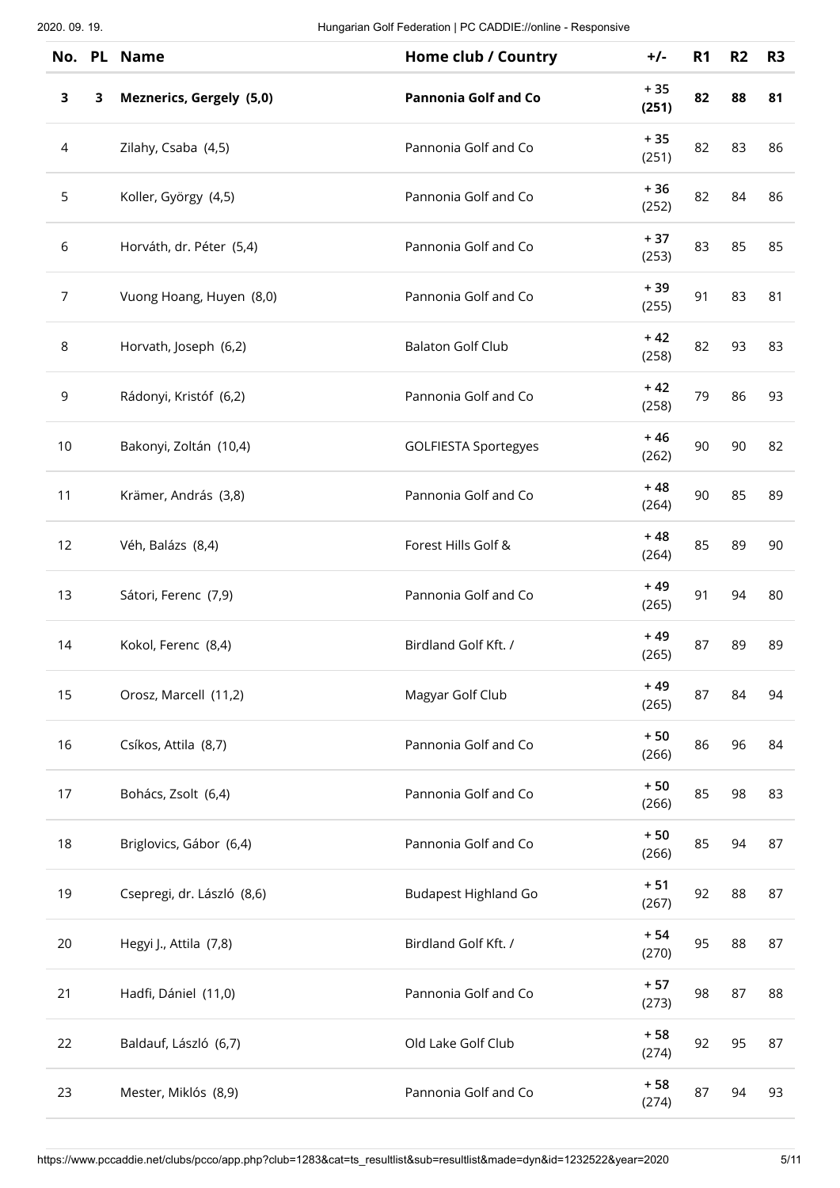| No. | PL | Name | Home club / Country | +/- | R1 | R2 | R3 |
|---|---|---|---|---|---|---|---|
| **3** | **3** | **Meznerics, Gergely (5,0)** | **Pannonia Golf and Co** | **+ 35 (251)** | **82** | **88** | **81** |
| 4 | | Zilahy, Csaba (4,5) | Pannonia Golf and Co | + 35 (251) | 82 | 83 | 86 |
| 5 | | Koller, György (4,5) | Pannonia Golf and Co | + 36 (252) | 82 | 84 | 86 |
| 6 | | Horváth, dr. Péter (5,4) | Pannonia Golf and Co | + 37 (253) | 83 | 85 | 85 |
| 7 | | Vuong Hoang, Huyen (8,0) | Pannonia Golf and Co | + 39 (255) | 91 | 83 | 81 |
| 8 | | Horvath, Joseph (6,2) | Balaton Golf Club | + 42 (258) | 82 | 93 | 83 |
| 9 | | Rádonyi, Kristóf (6,2) | Pannonia Golf and Co | + 42 (258) | 79 | 86 | 93 |
| 10 | | Bakonyi, Zoltán (10,4) | GOLFIESTA Sportegyes | + 46 (262) | 90 | 90 | 82 |
| 11 | | Krämer, András (3,8) | Pannonia Golf and Co | + 48 (264) | 90 | 85 | 89 |
| 12 | | Véh, Balázs (8,4) | Forest Hills Golf & | + 48 (264) | 85 | 89 | 90 |
| 13 | | Sátori, Ferenc (7,9) | Pannonia Golf and Co | + 49 (265) | 91 | 94 | 80 |
| 14 | | Kokol, Ferenc (8,4) | Birdland Golf Kft. / | + 49 (265) | 87 | 89 | 89 |
| 15 | | Orosz, Marcell (11,2) | Magyar Golf Club | + 49 (265) | 87 | 84 | 94 |
| 16 | | Csíkos, Attila (8,7) | Pannonia Golf and Co | + 50 (266) | 86 | 96 | 84 |
| 17 | | Bohács, Zsolt (6,4) | Pannonia Golf and Co | + 50 (266) | 85 | 98 | 83 |
| 18 | | Briglovics, Gábor (6,4) | Pannonia Golf and Co | + 50 (266) | 85 | 94 | 87 |
| 19 | | Csepregi, dr. László (8,6) | Budapest Highland Go | + 51 (267) | 92 | 88 | 87 |
| 20 | | Hegyi J., Attila (7,8) | Birdland Golf Kft. / | + 54 (270) | 95 | 88 | 87 |
| 21 | | Hadfi, Dániel (11,0) | Pannonia Golf and Co | + 57 (273) | 98 | 87 | 88 |
| 22 | | Baldauf, László (6,7) | Old Lake Golf Club | + 58 (274) | 92 | 95 | 87 |
| 23 | | Mester, Miklós (8,9) | Pannonia Golf and Co | + 58 (274) | 87 | 94 | 93 |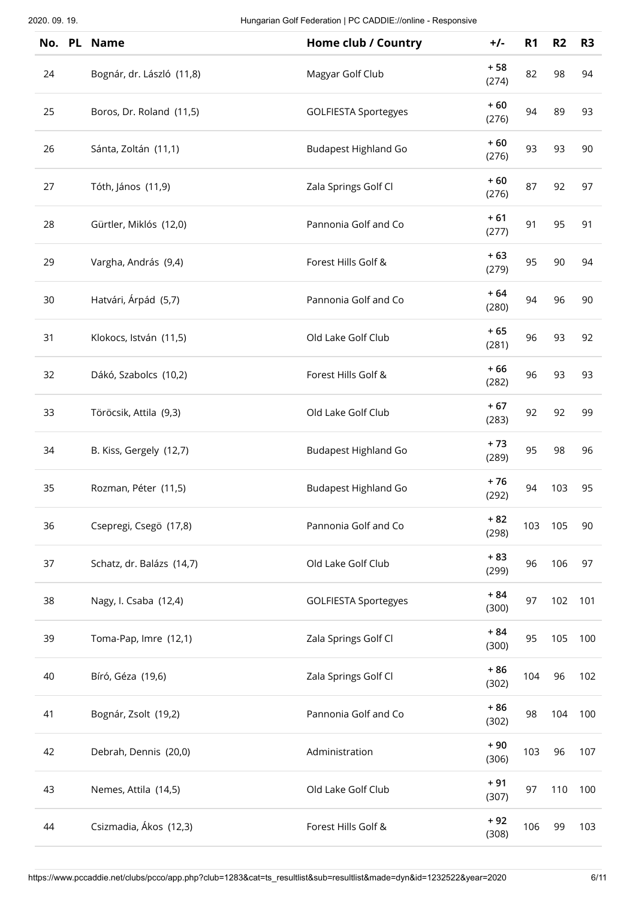| No. | PL | Name | Home club / Country | +/- | R1 | R2 | R3 |
|---|---|---|---|---|---|---|---|
| 24 | | Bognár, dr. László (11,8) | Magyar Golf Club | + 58 (274) | 82 | 98 | 94 |
| 25 | | Boros, Dr. Roland (11,5) | GOLFIESTA Sportegyes | + 60 (276) | 94 | 89 | 93 |
| 26 | | Sánta, Zoltán (11,1) | Budapest Highland Go | + 60 (276) | 93 | 93 | 90 |
| 27 | | Tóth, János (11,9) | Zala Springs Golf Cl | + 60 (276) | 87 | 92 | 97 |
| 28 | | Gürtler, Miklós (12,0) | Pannonia Golf and Co | + 61 (277) | 91 | 95 | 91 |
| 29 | | Vargha, András (9,4) | Forest Hills Golf & | + 63 (279) | 95 | 90 | 94 |
| 30 | | Hatvári, Árpád (5,7) | Pannonia Golf and Co | + 64 (280) | 94 | 96 | 90 |
| 31 | | Klokocs, István (11,5) | Old Lake Golf Club | + 65 (281) | 96 | 93 | 92 |
| 32 | | Dákó, Szabolcs (10,2) | Forest Hills Golf & | + 66 (282) | 96 | 93 | 93 |
| 33 | | Töröcsik, Attila (9,3) | Old Lake Golf Club | + 67 (283) | 92 | 92 | 99 |
| 34 | | B. Kiss, Gergely (12,7) | Budapest Highland Go | + 73 (289) | 95 | 98 | 96 |
| 35 | | Rozman, Péter (11,5) | Budapest Highland Go | + 76 (292) | 94 | 103 | 95 |
| 36 | | Csepregi, Csegö (17,8) | Pannonia Golf and Co | + 82 (298) | 103 | 105 | 90 |
| 37 | | Schatz, dr. Balázs (14,7) | Old Lake Golf Club | + 83 (299) | 96 | 106 | 97 |
| 38 | | Nagy, I. Csaba (12,4) | GOLFIESTA Sportegyes | + 84 (300) | 97 | 102 | 101 |
| 39 | | Toma-Pap, Imre (12,1) | Zala Springs Golf Cl | + 84 (300) | 95 | 105 | 100 |
| 40 | | Bíró, Géza (19,6) | Zala Springs Golf Cl | + 86 (302) | 104 | 96 | 102 |
| 41 | | Bognár, Zsolt (19,2) | Pannonia Golf and Co | + 86 (302) | 98 | 104 | 100 |
| 42 | | Debrah, Dennis (20,0) | Administration | + 90 (306) | 103 | 96 | 107 |
| 43 | | Nemes, Attila (14,5) | Old Lake Golf Club | + 91 (307) | 97 | 110 | 100 |
| 44 | | Csizmadia, Ákos (12,3) | Forest Hills Golf & | + 92 (308) | 106 | 99 | 103 |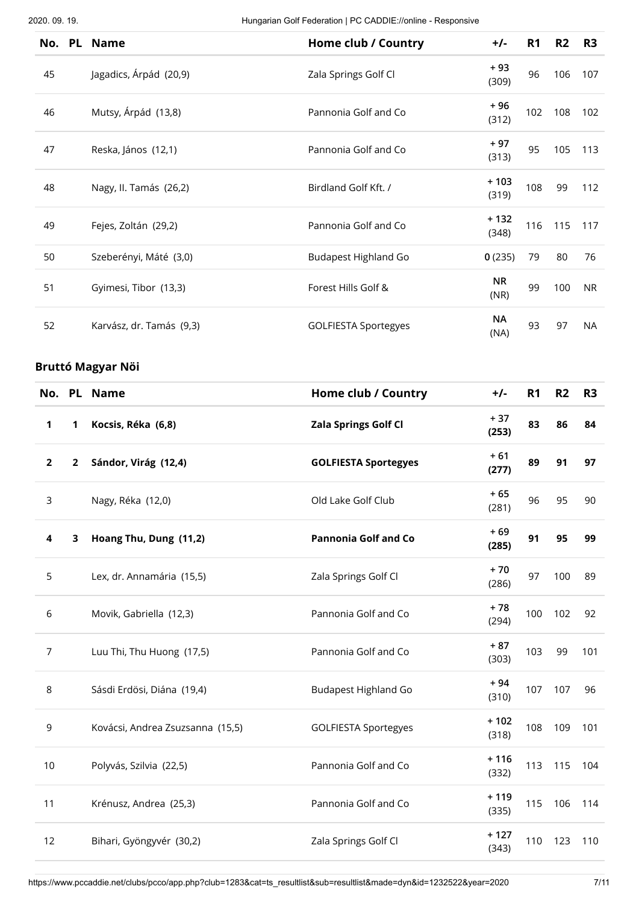| No. | PL | Name | Home club / Country | +/- | R1 | R2 | R3 |
|---|---|---|---|---|---|---|---|
| 45 | | Jagadics, Árpád (20,9) | Zala Springs Golf Cl | + 93 (309) | 96 | 106 | 107 |
| 46 | | Mutsy, Árpád (13,8) | Pannonia Golf and Co | + 96 (312) | 102 | 108 | 102 |
| 47 | | Reska, János (12,1) | Pannonia Golf and Co | + 97 (313) | 95 | 105 | 113 |
| 48 | | Nagy, II. Tamás (26,2) | Birdland Golf Kft. / | + 103 (319) | 108 | 99 | 112 |
| 49 | | Fejes, Zoltán (29,2) | Pannonia Golf and Co | + 132 (348) | 116 | 115 | 117 |
| 50 | | Szeberényi, Máté (3,0) | Budapest Highland Go | **0** (235) | 79 | 80 | 76 |
| 51 | | Gyimesi, Tibor (13,3) | Forest Hills Golf & | **NR** (NR) | 99 | 100 | NR |
| 52 | | Karvász, dr. Tamás (9,3) | GOLFIESTA Sportegyes | **NA** (NA) | 93 | 97 | NA |

## Bruttó Magyar Nöi

| No. | PL | Name | Home club / Country | +/- | R1 | R2 | R3 |
|---|---|---|---|---|---|---|---|
| **1** | **1** | **Kocsis, Réka (6,8)** | **Zala Springs Golf Cl** | **+ 37 (253)** | **83** | **86** | **84** |
| **2** | **2** | **Sándor, Virág (12,4)** | **GOLFIESTA Sportegyes** | **+ 61 (277)** | **89** | **91** | **97** |
| 3 | | Nagy, Réka (12,0) | Old Lake Golf Club | + 65 (281) | 96 | 95 | 90 |
| **4** | **3** | **Hoang Thu, Dung (11,2)** | **Pannonia Golf and Co** | **+ 69 (285)** | **91** | **95** | **99** |
| 5 | | Lex, dr. Annamária (15,5) | Zala Springs Golf Cl | + 70 (286) | 97 | 100 | 89 |
| 6 | | Movik, Gabriella (12,3) | Pannonia Golf and Co | + 78 (294) | 100 | 102 | 92 |
| 7 | | Luu Thi, Thu Huong (17,5) | Pannonia Golf and Co | + 87 (303) | 103 | 99 | 101 |
| 8 | | Sásdi Erdösi, Diána (19,4) | Budapest Highland Go | + 94 (310) | 107 | 107 | 96 |
| 9 | | Kovácsi, Andrea Zsuzsanna (15,5) | GOLFIESTA Sportegyes | + 102 (318) | 108 | 109 | 101 |
| 10 | | Polyvás, Szilvia (22,5) | Pannonia Golf and Co | + 116 (332) | 113 | 115 | 104 |
| 11 | | Krénusz, Andrea (25,3) | Pannonia Golf and Co | + 119 (335) | 115 | 106 | 114 |
| 12 | | Bihari, Gyöngyvér (30,2) | Zala Springs Golf Cl | + 127 (343) | 110 | 123 | 110 |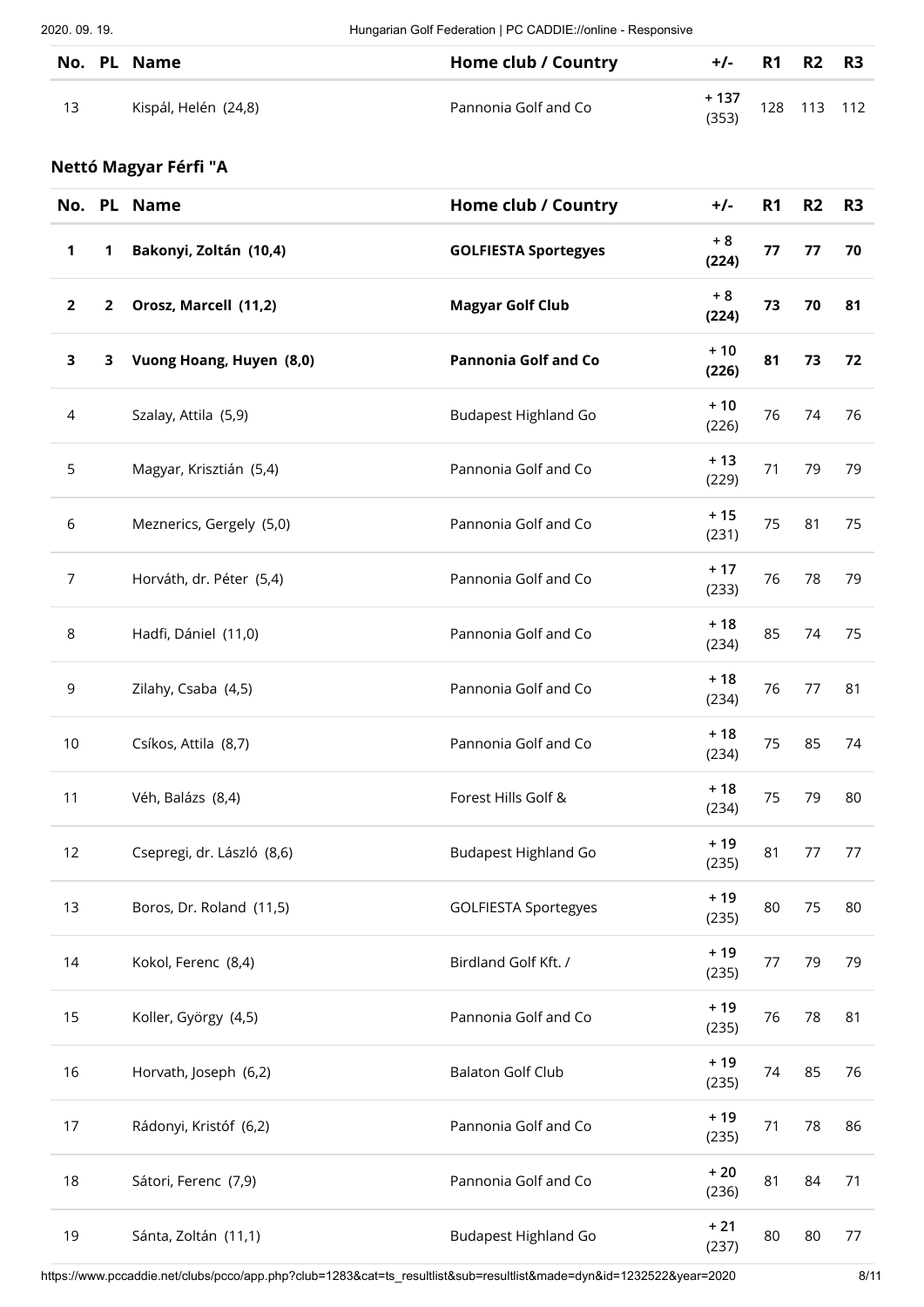| No. | PL | Name | Home club / Country | +/- | R1 | R2 | R3 |
|---|---|---|---|---|---|---|---|
| 13 | | Kispál, Helén (24,8) | Pannonia Golf and Co | + 137 (353) | 128 | 113 | 112 |

### Nettó Magyar Férfi "A

| No. | PL | Name | Home club / Country | +/- | R1 | R2 | R3 |
|---|---|---|---|---|---|---|---|
| **1** | **1** | **Bakonyi, Zoltán (10,4)** | **GOLFIESTA Sportegyes** | **+ 8 (224)** | **77** | **77** | **70** |
| **2** | **2** | **Orosz, Marcell (11,2)** | **Magyar Golf Club** | **+ 8 (224)** | **73** | **70** | **81** |
| **3** | **3** | **Vuong Hoang, Huyen (8,0)** | **Pannonia Golf and Co** | **+ 10 (226)** | **81** | **73** | **72** |
| 4 | | Szalay, Attila (5,9) | Budapest Highland Go | + 10 (226) | 76 | 74 | 76 |
| 5 | | Magyar, Krisztián (5,4) | Pannonia Golf and Co | + 13 (229) | 71 | 79 | 79 |
| 6 | | Meznerics, Gergely (5,0) | Pannonia Golf and Co | + 15 (231) | 75 | 81 | 75 |
| 7 | | Horváth, dr. Péter (5,4) | Pannonia Golf and Co | + 17 (233) | 76 | 78 | 79 |
| 8 | | Hadfi, Dániel (11,0) | Pannonia Golf and Co | + 18 (234) | 85 | 74 | 75 |
| 9 | | Zilahy, Csaba (4,5) | Pannonia Golf and Co | + 18 (234) | 76 | 77 | 81 |
| 10 | | Csíkos, Attila (8,7) | Pannonia Golf and Co | + 18 (234) | 75 | 85 | 74 |
| 11 | | Véh, Balázs (8,4) | Forest Hills Golf & | + 18 (234) | 75 | 79 | 80 |
| 12 | | Csepregi, dr. László (8,6) | Budapest Highland Go | + 19 (235) | 81 | 77 | 77 |
| 13 | | Boros, Dr. Roland (11,5) | GOLFIESTA Sportegyes | + 19 (235) | 80 | 75 | 80 |
| 14 | | Kokol, Ferenc (8,4) | Birdland Golf Kft. / | + 19 (235) | 77 | 79 | 79 |
| 15 | | Koller, György (4,5) | Pannonia Golf and Co | + 19 (235) | 76 | 78 | 81 |
| 16 | | Horvath, Joseph (6,2) | Balaton Golf Club | + 19 (235) | 74 | 85 | 76 |
| 17 | | Rádonyi, Kristóf (6,2) | Pannonia Golf and Co | + 19 (235) | 71 | 78 | 86 |
| 18 | | Sátori, Ferenc (7,9) | Pannonia Golf and Co | + 20 (236) | 81 | 84 | 71 |
| 19 | | Sánta, Zoltán (11,1) | Budapest Highland Go | + 21 (237) | 80 | 80 | 77 |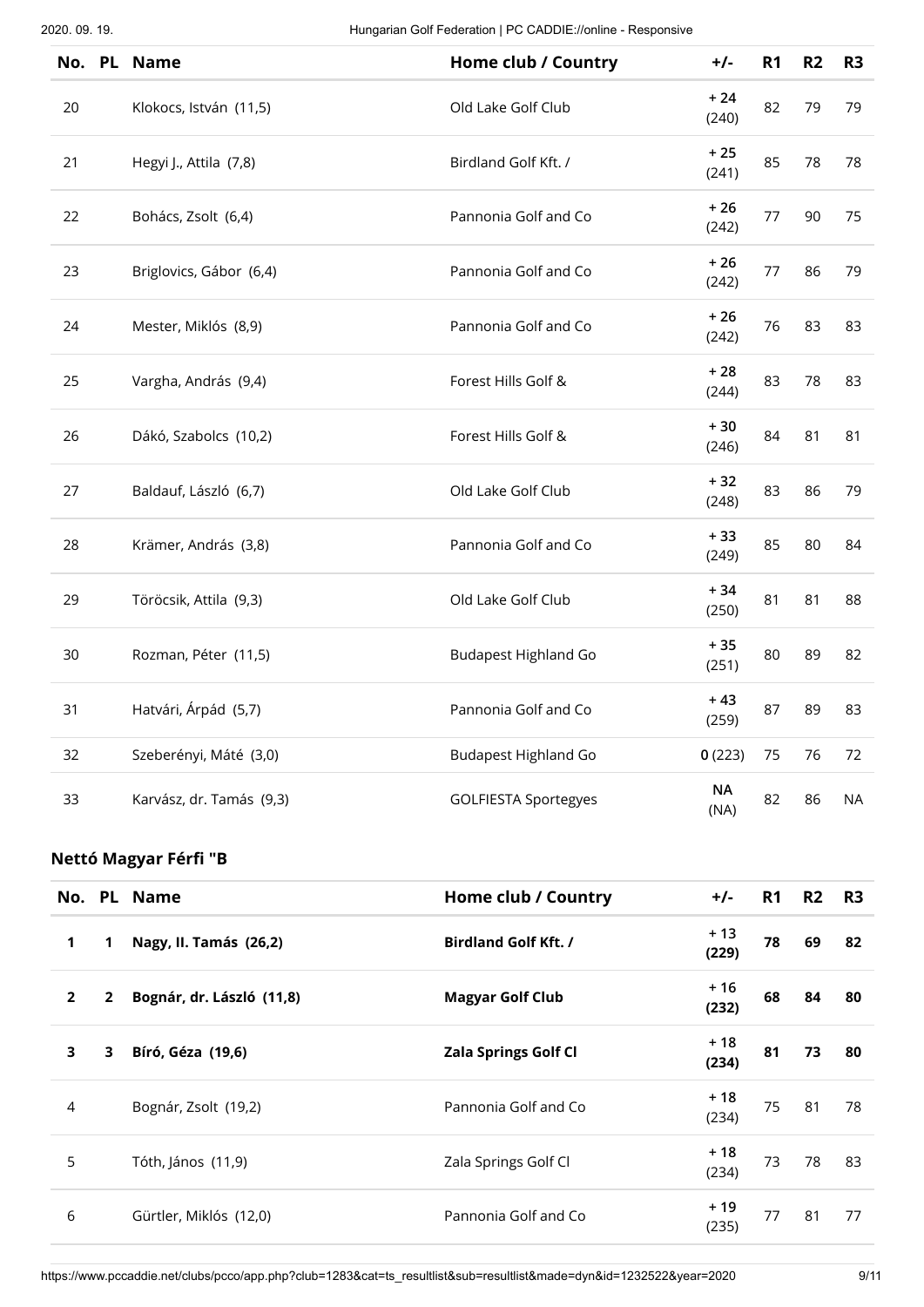| No. | PL | Name | Home club / Country | +/- | R1 | R2 | R3 |
|---|---|---|---|---|---|---|---|
| 20 | | Klokocs, István (11,5) | Old Lake Golf Club | + 24 (240) | 82 | 79 | 79 |
| 21 | | Hegyi J., Attila (7,8) | Birdland Golf Kft. / | + 25 (241) | 85 | 78 | 78 |
| 22 | | Bohács, Zsolt (6,4) | Pannonia Golf and Co | + 26 (242) | 77 | 90 | 75 |
| 23 | | Briglovics, Gábor (6,4) | Pannonia Golf and Co | + 26 (242) | 77 | 86 | 79 |
| 24 | | Mester, Miklós (8,9) | Pannonia Golf and Co | + 26 (242) | 76 | 83 | 83 |
| 25 | | Vargha, András (9,4) | Forest Hills Golf & | + 28 (244) | 83 | 78 | 83 |
| 26 | | Dákó, Szabolcs (10,2) | Forest Hills Golf & | + 30 (246) | 84 | 81 | 81 |
| 27 | | Baldauf, László (6,7) | Old Lake Golf Club | + 32 (248) | 83 | 86 | 79 |
| 28 | | Krämer, András (3,8) | Pannonia Golf and Co | + 33 (249) | 85 | 80 | 84 |
| 29 | | Töröcsik, Attila (9,3) | Old Lake Golf Club | + 34 (250) | 81 | 81 | 88 |
| 30 | | Rozman, Péter (11,5) | Budapest Highland Go | + 35 (251) | 80 | 89 | 82 |
| 31 | | Hatvári, Árpád (5,7) | Pannonia Golf and Co | + 43 (259) | 87 | 89 | 83 |
| 32 | | Szeberényi, Máté (3,0) | Budapest Highland Go | **0** (223) | 75 | 76 | 72 |
| 33 | | Karvász, dr. Tamás (9,3) | GOLFIESTA Sportegyes | **NA** (NA) | 82 | 86 | NA |

### Nettó Magyar Férfi "B

| No. | PL | Name | Home club / Country | +/- | R1 | R2 | R3 |
|---|---|---|---|---|---|---|---|
| **1** | **1** | **Nagy, II. Tamás (26,2)** | **Birdland Golf Kft. /** | + 13 **(229)** | **78** | **69** | **82** |
| **2** | **2** | **Bognár, dr. László (11,8)** | **Magyar Golf Club** | + 16 **(232)** | **68** | **84** | **80** |
| **3** | **3** | **Bíró, Géza (19,6)** | **Zala Springs Golf Cl** | + 18 **(234)** | **81** | **73** | **80** |
| 4 | | Bognár, Zsolt (19,2) | Pannonia Golf and Co | + 18 (234) | 75 | 81 | 78 |
| 5 | | Tóth, János (11,9) | Zala Springs Golf Cl | + 18 (234) | 73 | 78 | 83 |
| 6 | | Gürtler, Miklós (12,0) | Pannonia Golf and Co | + 19 (235) | 77 | 81 | 77 |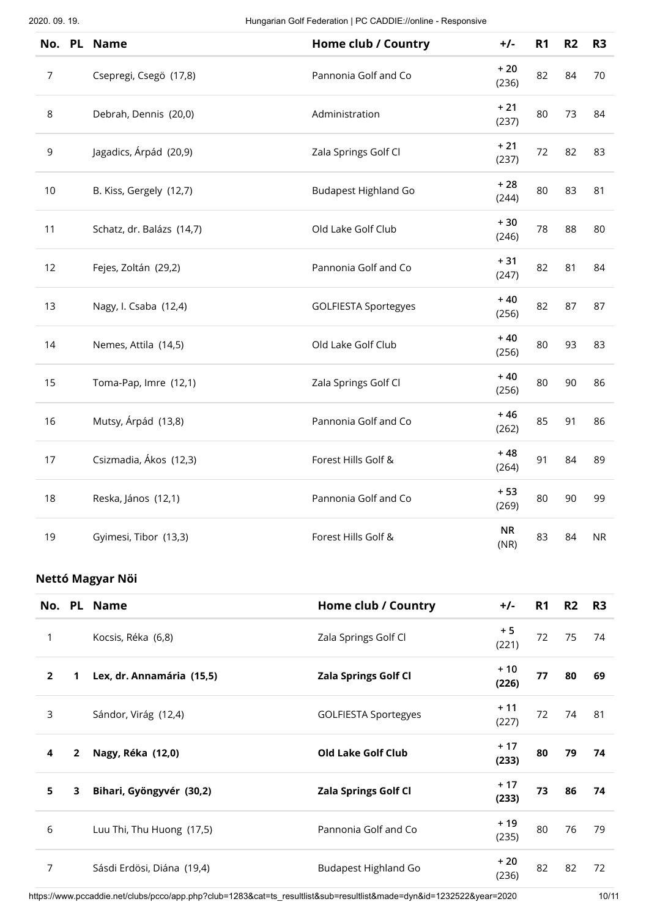| No. | PL | Name | Home club / Country | +/- | R1 | R2 | R3 |
|---|---|---|---|---|---|---|---|
| 7 | | Csepregi, Csegö (17,8) | Pannonia Golf and Co | + 20 (236) | 82 | 84 | 70 |
| 8 | | Debrah, Dennis (20,0) | Administration | + 21 (237) | 80 | 73 | 84 |
| 9 | | Jagadics, Árpád (20,9) | Zala Springs Golf Cl | + 21 (237) | 72 | 82 | 83 |
| 10 | | B. Kiss, Gergely (12,7) | Budapest Highland Go | + 28 (244) | 80 | 83 | 81 |
| 11 | | Schatz, dr. Balázs (14,7) | Old Lake Golf Club | + 30 (246) | 78 | 88 | 80 |
| 12 | | Fejes, Zoltán (29,2) | Pannonia Golf and Co | + 31 (247) | 82 | 81 | 84 |
| 13 | | Nagy, I. Csaba (12,4) | GOLFIESTA Sportegyes | + 40 (256) | 82 | 87 | 87 |
| 14 | | Nemes, Attila (14,5) | Old Lake Golf Club | + 40 (256) | 80 | 93 | 83 |
| 15 | | Toma-Pap, Imre (12,1) | Zala Springs Golf Cl | + 40 (256) | 80 | 90 | 86 |
| 16 | | Mutsy, Árpád (13,8) | Pannonia Golf and Co | + 46 (262) | 85 | 91 | 86 |
| 17 | | Csizmadia, Ákos (12,3) | Forest Hills Golf & | + 48 (264) | 91 | 84 | 89 |
| 18 | | Reska, János (12,1) | Pannonia Golf and Co | + 53 (269) | 80 | 90 | 99 |
| 19 | | Gyimesi, Tibor (13,3) | Forest Hills Golf & | NR (NR) | 83 | 84 | NR |

### Nettó Magyar Nöi

| No. | PL | Name | Home club / Country | +/- | R1 | R2 | R3 |
|---|---|---|---|---|---|---|---|
| 1 | | Kocsis, Réka (6,8) | Zala Springs Golf Cl | + 5 (221) | 72 | 75 | 74 |
| **2** | **1** | **Lex, dr. Annamária (15,5)** | **Zala Springs Golf Cl** | **+ 10 (226)** | **77** | **80** | **69** |
| 3 | | Sándor, Virág (12,4) | GOLFIESTA Sportegyes | + 11 (227) | 72 | 74 | 81 |
| **4** | **2** | **Nagy, Réka (12,0)** | **Old Lake Golf Club** | **+ 17 (233)** | **80** | **79** | **74** |
| **5** | **3** | **Bihari, Gyöngyvér (30,2)** | **Zala Springs Golf Cl** | **+ 17 (233)** | **73** | **86** | **74** |
| 6 | | Luu Thi, Thu Huong (17,5) | Pannonia Golf and Co | + 19 (235) | 80 | 76 | 79 |
| 7 | | Sásdi Erdösi, Diána (19,4) | Budapest Highland Go | + 20 (236) | 82 | 82 | 72 |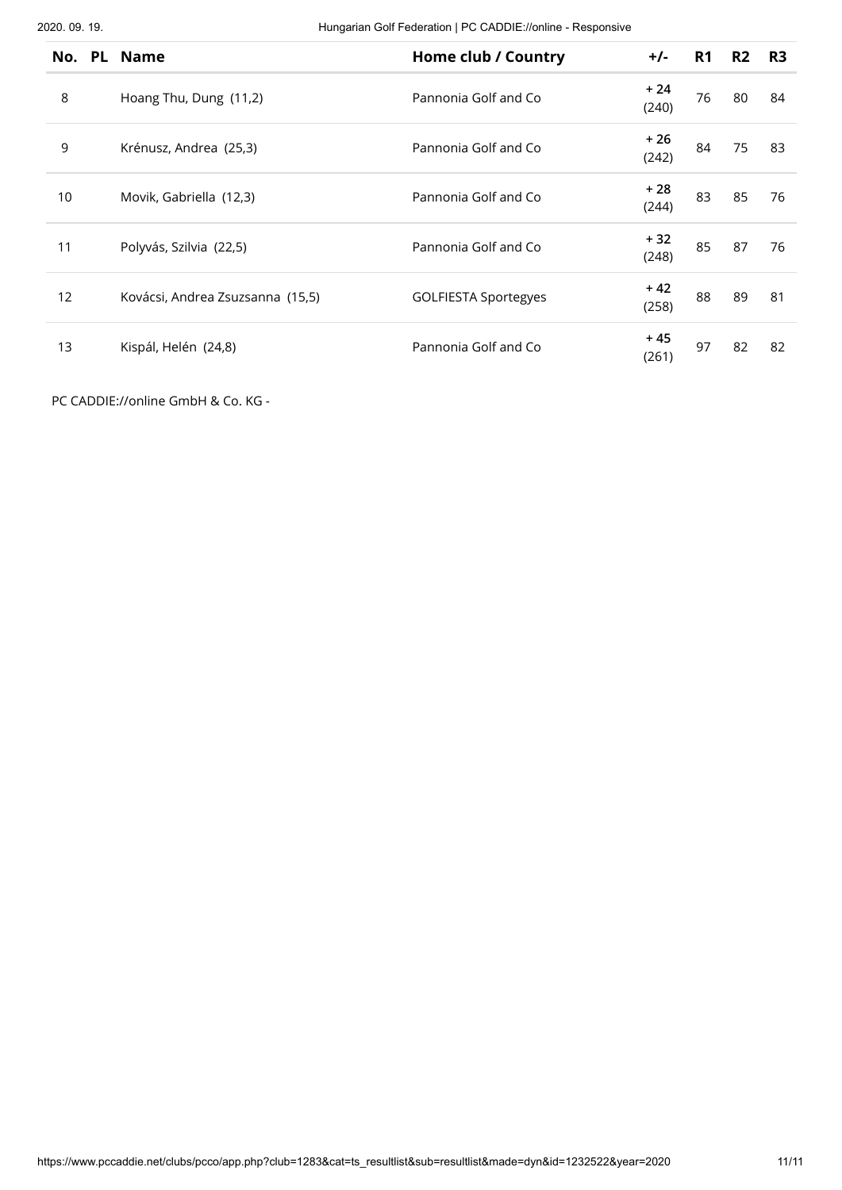| No. | PL | Name | Home club / Country | +/- | R1 | R2 | R3 |
|---|---|---|---|---|---|---|---|
| 8 | | Hoang Thu, Dung (11,2) | Pannonia Golf and Co | **+ 24** (240) | 76 | 80 | 84 |
| 9 | | Krénusz, Andrea (25,3) | Pannonia Golf and Co | **+ 26** (242) | 84 | 75 | 83 |
| 10 | | Movik, Gabriella (12,3) | Pannonia Golf and Co | **+ 28** (244) | 83 | 85 | 76 |
| 11 | | Polyvás, Szilvia (22,5) | Pannonia Golf and Co | **+ 32** (248) | 85 | 87 | 76 |
| 12 | | Kovácsi, Andrea Zsuzsanna (15,5) | GOLFIESTA Sportegyes | **+ 42** (258) | 88 | 89 | 81 |
| 13 | | Kispál, Helén (24,8) | Pannonia Golf and Co | **+ 45** (261) | 97 | 82 | 82 |

PC CADDIE://online GmbH & Co. KG -